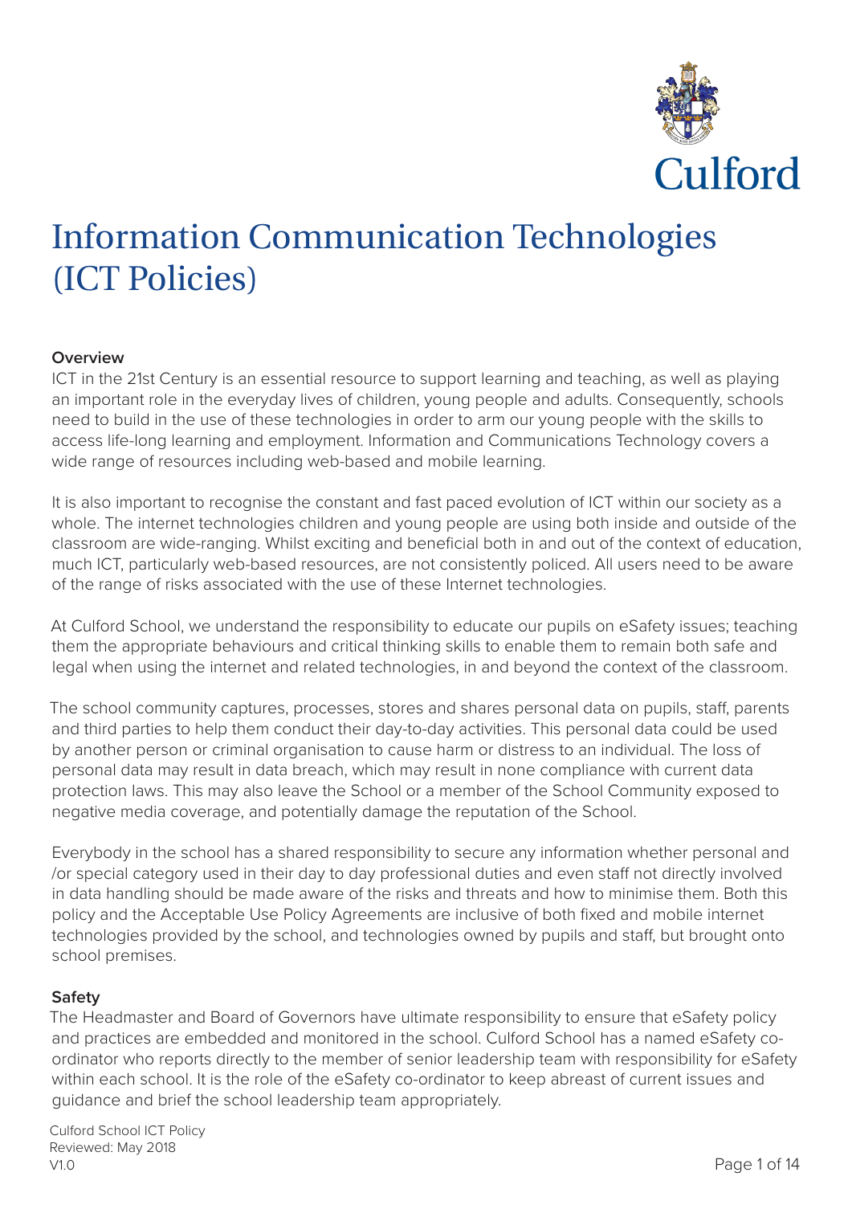Culford

# Information Communication Technologies (ICT Policies)

**Overview**

ICT in the 21st Century is an essential resource to support learning and teaching, as well as playing an important role in the everyday lives of children, young people and adults. Consequently, schools need to build in the use of these technologies in order to arm our young people with the skills to access life-long learning and employment. Information and Communications Technology covers a wide range of resources including web-based and mobile learning.

It is also important to recognise the constant and fast paced evolution of ICT within our society as a whole. The internet technologies children and young people are using both inside and outside of the classroom are wide-ranging. Whilst exciting and beneficial both in and out of the context of education, much ICT, particularly web-based resources, are not consistently policed. All users need to be aware of the range of risks associated with the use of these Internet technologies.

At Culford School, we understand the responsibility to educate our pupils on eSafety issues; teaching them the appropriate behaviours and critical thinking skills to enable them to remain both safe and legal when using the internet and related technologies, in and beyond the context of the classroom.

The school community captures, processes, stores and shares personal data on pupils, staff, parents and third parties to help them conduct their day-to-day activities. This personal data could be used by another person or criminal organisation to cause harm or distress to an individual. The loss of personal data may result in data breach, which may result in none compliance with current data protection laws. This may also leave the School or a member of the School Community exposed to negative media coverage, and potentially damage the reputation of the School.

Everybody in the school has a shared responsibility to secure any information whether personal and /or special category used in their day to day professional duties and even staff not directly involved in data handling should be made aware of the risks and threats and how to minimise them. Both this policy and the Acceptable Use Policy Agreements are inclusive of both fixed and mobile internet technologies provided by the school, and technologies owned by pupils and staff, but brought onto school premises.

**Safety**

The Headmaster and Board of Governors have ultimate responsibility to ensure that eSafety policy and practices are embedded and monitored in the school. Culford School has a named eSafety co-ordinator who reports directly to the member of senior leadership team with responsibility for eSafety within each school. It is the role of the eSafety co-ordinator to keep abreast of current issues and guidance and brief the school leadership team appropriately.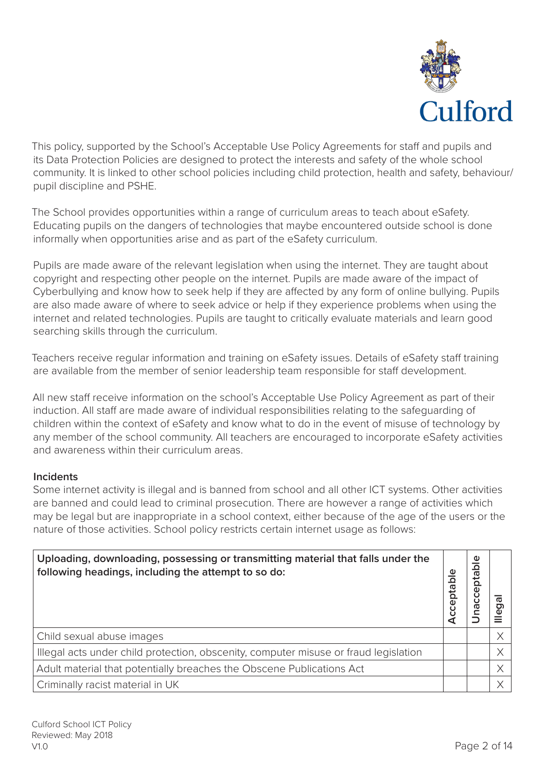This policy, supported by the School's Acceptable Use Policy Agreements for staff and pupils and its Data Protection Policies are designed to protect the interests and safety of the whole school community. It is linked to other school policies including child protection, health and safety, behaviour/ pupil discipline and PSHE.

The School provides opportunities within a range of curriculum areas to teach about eSafety. Educating pupils on the dangers of technologies that maybe encountered outside school is done informally when opportunities arise and as part of the eSafety curriculum.

Pupils are made aware of the relevant legislation when using the internet. They are taught about copyright and respecting other people on the internet. Pupils are made aware of the impact of Cyberbullying and know how to seek help if they are affected by any form of online bullying. Pupils are also made aware of where to seek advice or help if they experience problems when using the internet and related technologies. Pupils are taught to critically evaluate materials and learn good searching skills through the curriculum.

Teachers receive regular information and training on eSafety issues. Details of eSafety staff training are available from the member of senior leadership team responsible for staff development.

All new staff receive information on the school's Acceptable Use Policy Agreement as part of their induction. All staff are made aware of individual responsibilities relating to the safeguarding of children within the context of eSafety and know what to do in the event of misuse of technology by any member of the school community. All teachers are encouraged to incorporate eSafety activities and awareness within their curriculum areas.

**Incidents**

Some internet activity is illegal and is banned from school and all other ICT systems. Other activities are banned and could lead to criminal prosecution. There are however a range of activities which may be legal but are inappropriate in a school context, either because of the age of the users or the nature of those activities. School policy restricts certain internet usage as follows:

| **Uploading, downloading, possessing or transmitting material that falls under the following headings, including the attempt to so do:** | **Acceptable** | **Unacceptable** | **Illegal** |
|---|---|---|---|
| Child sexual abuse images | | | X |
| Illegal acts under child protection, obscenity, computer misuse or fraud legislation | | | X |
| Adult material that potentially breaches the Obscene Publications Act | | | X |
| Criminally racist material in UK | | | X |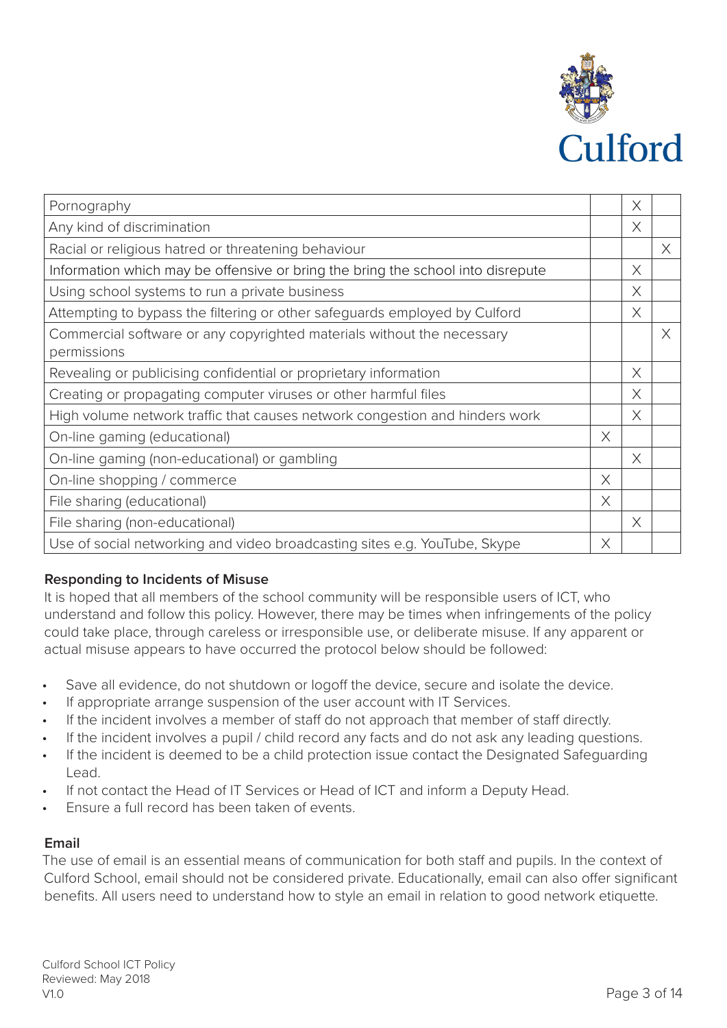| | | | |
|---|---|---|---|
| Pornography | | X | |
| Any kind of discrimination | | X | |
| Racial or religious hatred or threatening behaviour | | | X |
| Information which may be offensive or bring the bring the school into disrepute | | X | |
| Using school systems to run a private business | | X | |
| Attempting to bypass the filtering or other safeguards employed by Culford | | X | |
| Commercial software or any copyrighted materials without the necessary permissions | | | X |
| Revealing or publicising confidential or proprietary information | | X | |
| Creating or propagating computer viruses or other harmful files | | X | |
| High volume network traffic that causes network congestion and hinders work | | X | |
| On-line gaming (educational) | X | | |
| On-line gaming (non-educational) or gambling | | X | |
| On-line shopping / commerce | X | | |
| File sharing (educational) | X | | |
| File sharing (non-educational) | | X | |
| Use of social networking and video broadcasting sites e.g. YouTube, Skype | X | | |

**Responding to Incidents of Misuse**

It is hoped that all members of the school community will be responsible users of ICT, who understand and follow this policy. However, there may be times when infringements of the policy could take place, through careless or irresponsible use, or deliberate misuse. If any apparent or actual misuse appears to have occurred the protocol below should be followed:

- Save all evidence, do not shutdown or logoff the device, secure and isolate the device.
- If appropriate arrange suspension of the user account with IT Services.
- If the incident involves a member of staff do not approach that member of staff directly.
- If the incident involves a pupil / child record any facts and do not ask any leading questions.
- If the incident is deemed to be a child protection issue contact the Designated Safeguarding Lead.
- If not contact the Head of IT Services or Head of ICT and inform a Deputy Head.
- Ensure a full record has been taken of events.

**Email**

The use of email is an essential means of communication for both staff and pupils. In the context of Culford School, email should not be considered private. Educationally, email can also offer significant benefits. All users need to understand how to style an email in relation to good network etiquette.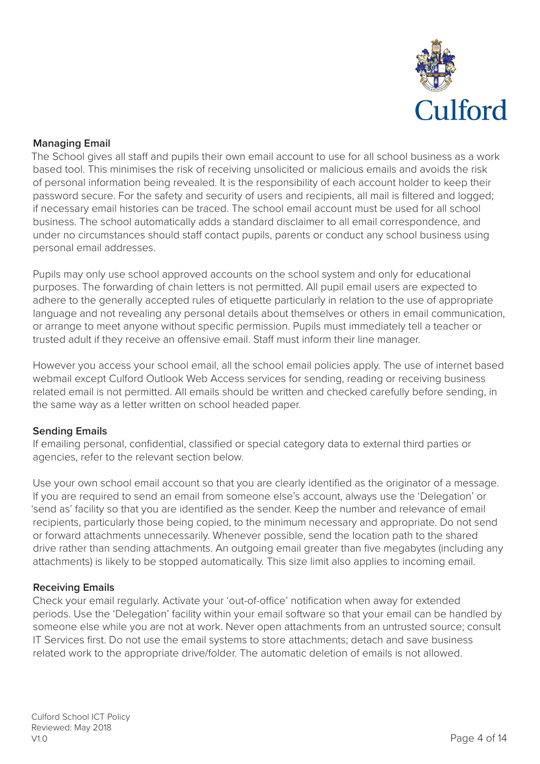## Managing Email

The School gives all staff and pupils their own email account to use for all school business as a work based tool. This minimises the risk of receiving unsolicited or malicious emails and avoids the risk of personal information being revealed. It is the responsibility of each account holder to keep their password secure. For the safety and security of users and recipients, all mail is filtered and logged; if necessary email histories can be traced. The school email account must be used for all school business. The school automatically adds a standard disclaimer to all email correspondence, and under no circumstances should staff contact pupils, parents or conduct any school business using personal email addresses.

Pupils may only use school approved accounts on the school system and only for educational purposes. The forwarding of chain letters is not permitted. All pupil email users are expected to adhere to the generally accepted rules of etiquette particularly in relation to the use of appropriate language and not revealing any personal details about themselves or others in email communication, or arrange to meet anyone without specific permission. Pupils must immediately tell a teacher or trusted adult if they receive an offensive email. Staff must inform their line manager.

However you access your school email, all the school email policies apply. The use of internet based webmail except Culford Outlook Web Access services for sending, reading or receiving business related email is not permitted. All emails should be written and checked carefully before sending, in the same way as a letter written on school headed paper.

## Sending Emails

If emailing personal, confidential, classified or special category data to external third parties or agencies, refer to the relevant section below.

Use your own school email account so that you are clearly identified as the originator of a message. If you are required to send an email from someone else's account, always use the 'Delegation' or 'send as' facility so that you are identified as the sender. Keep the number and relevance of email recipients, particularly those being copied, to the minimum necessary and appropriate. Do not send or forward attachments unnecessarily. Whenever possible, send the location path to the shared drive rather than sending attachments. An outgoing email greater than five megabytes (including any attachments) is likely to be stopped automatically. This size limit also applies to incoming email.

## Receiving Emails

Check your email regularly. Activate your 'out-of-office' notification when away for extended periods. Use the 'Delegation' facility within your email software so that your email can be handled by someone else while you are not at work. Never open attachments from an untrusted source; consult IT Services first. Do not use the email systems to store attachments; detach and save business related work to the appropriate drive/folder. The automatic deletion of emails is not allowed.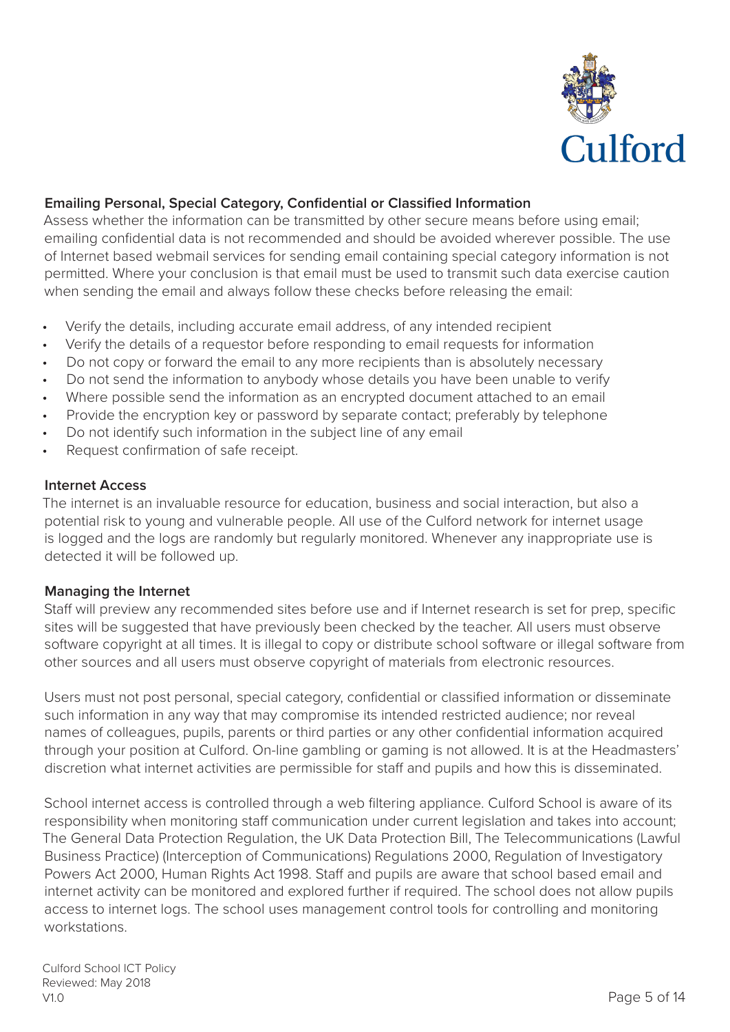### Emailing Personal, Special Category, Confidential or Classified Information

Assess whether the information can be transmitted by other secure means before using email; emailing confidential data is not recommended and should be avoided wherever possible. The use of Internet based webmail services for sending email containing special category information is not permitted. Where your conclusion is that email must be used to transmit such data exercise caution when sending the email and always follow these checks before releasing the email:

- Verify the details, including accurate email address, of any intended recipient
- Verify the details of a requestor before responding to email requests for information
- Do not copy or forward the email to any more recipients than is absolutely necessary
- Do not send the information to anybody whose details you have been unable to verify
- Where possible send the information as an encrypted document attached to an email
- Provide the encryption key or password by separate contact; preferably by telephone
- Do not identify such information in the subject line of any email
- Request confirmation of safe receipt.

### Internet Access

The internet is an invaluable resource for education, business and social interaction, but also a potential risk to young and vulnerable people. All use of the Culford network for internet usage is logged and the logs are randomly but regularly monitored. Whenever any inappropriate use is detected it will be followed up.

### Managing the Internet

Staff will preview any recommended sites before use and if Internet research is set for prep, specific sites will be suggested that have previously been checked by the teacher. All users must observe software copyright at all times. It is illegal to copy or distribute school software or illegal software from other sources and all users must observe copyright of materials from electronic resources.

Users must not post personal, special category, confidential or classified information or disseminate such information in any way that may compromise its intended restricted audience; nor reveal names of colleagues, pupils, parents or third parties or any other confidential information acquired through your position at Culford. On-line gambling or gaming is not allowed. It is at the Headmasters' discretion what internet activities are permissible for staff and pupils and how this is disseminated.

School internet access is controlled through a web filtering appliance. Culford School is aware of its responsibility when monitoring staff communication under current legislation and takes into account; The General Data Protection Regulation, the UK Data Protection Bill, The Telecommunications (Lawful Business Practice) (Interception of Communications) Regulations 2000, Regulation of Investigatory Powers Act 2000, Human Rights Act 1998. Staff and pupils are aware that school based email and internet activity can be monitored and explored further if required. The school does not allow pupils access to internet logs. The school uses management control tools for controlling and monitoring workstations.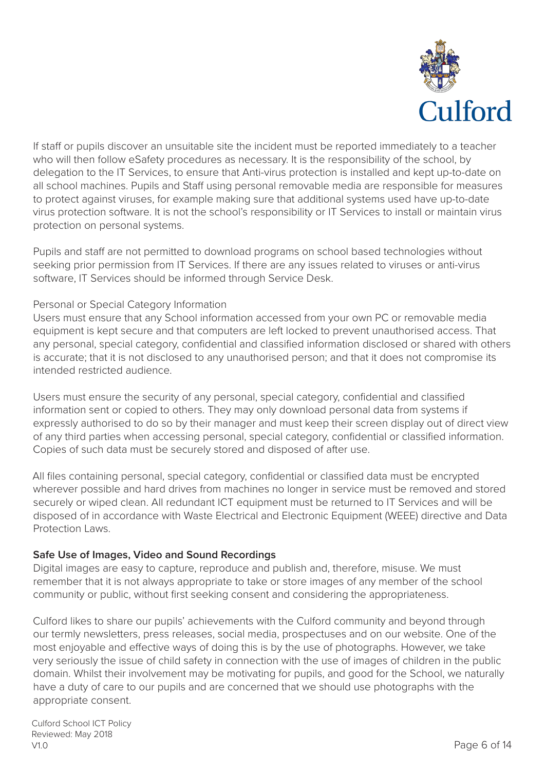If staff or pupils discover an unsuitable site the incident must be reported immediately to a teacher who will then follow eSafety procedures as necessary. It is the responsibility of the school, by delegation to the IT Services, to ensure that Anti-virus protection is installed and kept up-to-date on all school machines. Pupils and Staff using personal removable media are responsible for measures to protect against viruses, for example making sure that additional systems used have up-to-date virus protection software. It is not the school's responsibility or IT Services to install or maintain virus protection on personal systems.

Pupils and staff are not permitted to download programs on school based technologies without seeking prior permission from IT Services. If there are any issues related to viruses or anti-virus software, IT Services should be informed through Service Desk.

Personal or Special Category Information

Users must ensure that any School information accessed from your own PC or removable media equipment is kept secure and that computers are left locked to prevent unauthorised access. That any personal, special category, confidential and classified information disclosed or shared with others is accurate; that it is not disclosed to any unauthorised person; and that it does not compromise its intended restricted audience.

Users must ensure the security of any personal, special category, confidential and classified information sent or copied to others. They may only download personal data from systems if expressly authorised to do so by their manager and must keep their screen display out of direct view of any third parties when accessing personal, special category, confidential or classified information. Copies of such data must be securely stored and disposed of after use.

All files containing personal, special category, confidential or classified data must be encrypted wherever possible and hard drives from machines no longer in service must be removed and stored securely or wiped clean. All redundant ICT equipment must be returned to IT Services and will be disposed of in accordance with Waste Electrical and Electronic Equipment (WEEE) directive and Data Protection Laws.

**Safe Use of Images, Video and Sound Recordings**

Digital images are easy to capture, reproduce and publish and, therefore, misuse. We must remember that it is not always appropriate to take or store images of any member of the school community or public, without first seeking consent and considering the appropriateness.

Culford likes to share our pupils' achievements with the Culford community and beyond through our termly newsletters, press releases, social media, prospectuses and on our website. One of the most enjoyable and effective ways of doing this is by the use of photographs. However, we take very seriously the issue of child safety in connection with the use of images of children in the public domain. Whilst their involvement may be motivating for pupils, and good for the School, we naturally have a duty of care to our pupils and are concerned that we should use photographs with the appropriate consent.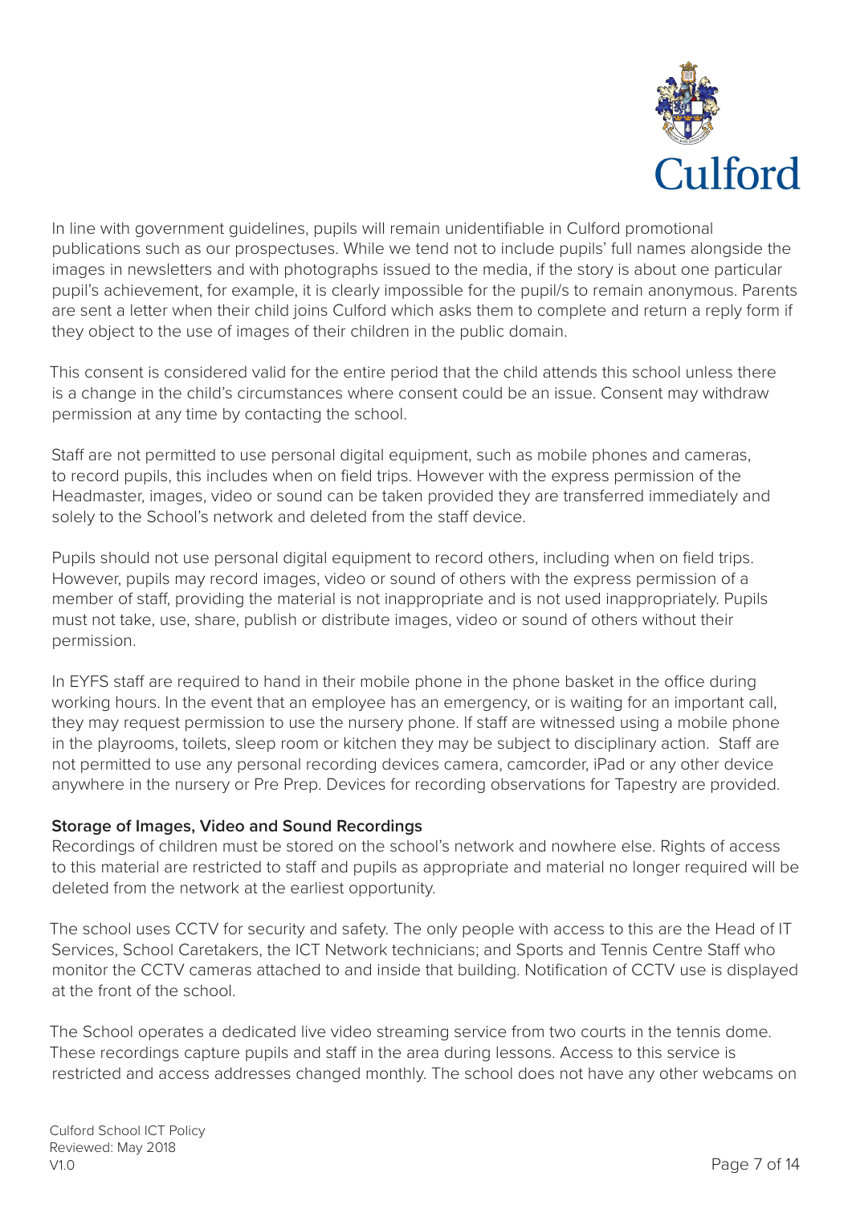In line with government guidelines, pupils will remain unidentifiable in Culford promotional publications such as our prospectuses. While we tend not to include pupils' full names alongside the images in newsletters and with photographs issued to the media, if the story is about one particular pupil's achievement, for example, it is clearly impossible for the pupil/s to remain anonymous. Parents are sent a letter when their child joins Culford which asks them to complete and return a reply form if they object to the use of images of their children in the public domain.

This consent is considered valid for the entire period that the child attends this school unless there is a change in the child's circumstances where consent could be an issue. Consent may withdraw permission at any time by contacting the school.

Staff are not permitted to use personal digital equipment, such as mobile phones and cameras, to record pupils, this includes when on field trips. However with the express permission of the Headmaster, images, video or sound can be taken provided they are transferred immediately and solely to the School's network and deleted from the staff device.

Pupils should not use personal digital equipment to record others, including when on field trips. However, pupils may record images, video or sound of others with the express permission of a member of staff, providing the material is not inappropriate and is not used inappropriately. Pupils must not take, use, share, publish or distribute images, video or sound of others without their permission.

In EYFS staff are required to hand in their mobile phone in the phone basket in the office during working hours. In the event that an employee has an emergency, or is waiting for an important call, they may request permission to use the nursery phone. If staff are witnessed using a mobile phone in the playrooms, toilets, sleep room or kitchen they may be subject to disciplinary action. Staff are not permitted to use any personal recording devices camera, camcorder, iPad or any other device anywhere in the nursery or Pre Prep. Devices for recording observations for Tapestry are provided.

**Storage of Images, Video and Sound Recordings**

Recordings of children must be stored on the school's network and nowhere else. Rights of access to this material are restricted to staff and pupils as appropriate and material no longer required will be deleted from the network at the earliest opportunity.

The school uses CCTV for security and safety. The only people with access to this are the Head of IT Services, School Caretakers, the ICT Network technicians; and Sports and Tennis Centre Staff who monitor the CCTV cameras attached to and inside that building. Notification of CCTV use is displayed at the front of the school.

The School operates a dedicated live video streaming service from two courts in the tennis dome. These recordings capture pupils and staff in the area during lessons. Access to this service is restricted and access addresses changed monthly. The school does not have any other webcams on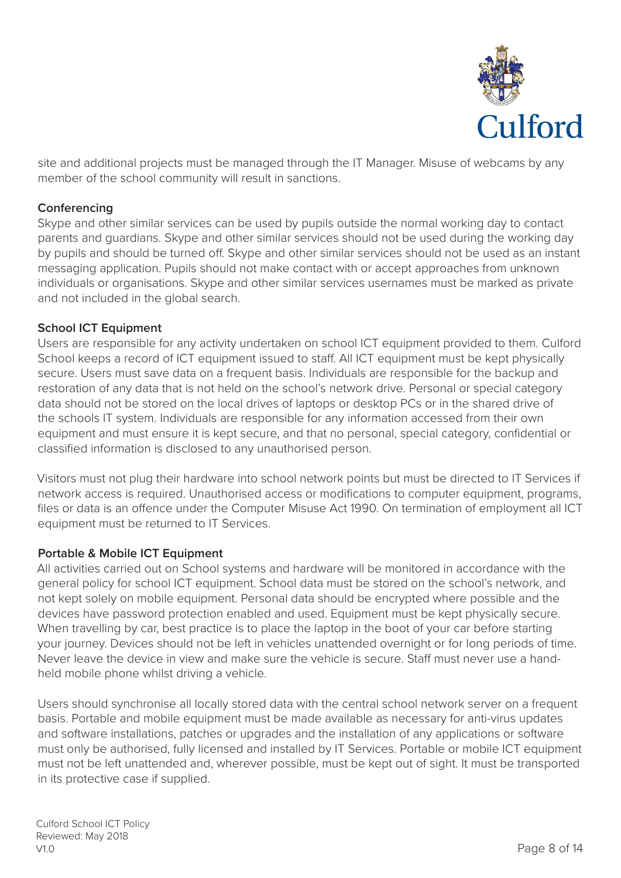site and additional projects must be managed through the IT Manager. Misuse of webcams by any member of the school community will result in sanctions.

**Conferencing**

Skype and other similar services can be used by pupils outside the normal working day to contact parents and guardians. Skype and other similar services should not be used during the working day by pupils and should be turned off. Skype and other similar services should not be used as an instant messaging application. Pupils should not make contact with or accept approaches from unknown individuals or organisations. Skype and other similar services usernames must be marked as private and not included in the global search.

**School ICT Equipment**

Users are responsible for any activity undertaken on school ICT equipment provided to them. Culford School keeps a record of ICT equipment issued to staff. All ICT equipment must be kept physically secure. Users must save data on a frequent basis. Individuals are responsible for the backup and restoration of any data that is not held on the school's network drive. Personal or special category data should not be stored on the local drives of laptops or desktop PCs or in the shared drive of the schools IT system. Individuals are responsible for any information accessed from their own equipment and must ensure it is kept secure, and that no personal, special category, confidential or classified information is disclosed to any unauthorised person.

Visitors must not plug their hardware into school network points but must be directed to IT Services if network access is required. Unauthorised access or modifications to computer equipment, programs, files or data is an offence under the Computer Misuse Act 1990. On termination of employment all ICT equipment must be returned to IT Services.

**Portable & Mobile ICT Equipment**

All activities carried out on School systems and hardware will be monitored in accordance with the general policy for school ICT equipment. School data must be stored on the school's network, and not kept solely on mobile equipment. Personal data should be encrypted where possible and the devices have password protection enabled and used. Equipment must be kept physically secure. When travelling by car, best practice is to place the laptop in the boot of your car before starting your journey. Devices should not be left in vehicles unattended overnight or for long periods of time. Never leave the device in view and make sure the vehicle is secure. Staff must never use a hand-held mobile phone whilst driving a vehicle.

Users should synchronise all locally stored data with the central school network server on a frequent basis. Portable and mobile equipment must be made available as necessary for anti-virus updates and software installations, patches or upgrades and the installation of any applications or software must only be authorised, fully licensed and installed by IT Services. Portable or mobile ICT equipment must not be left unattended and, wherever possible, must be kept out of sight. It must be transported in its protective case if supplied.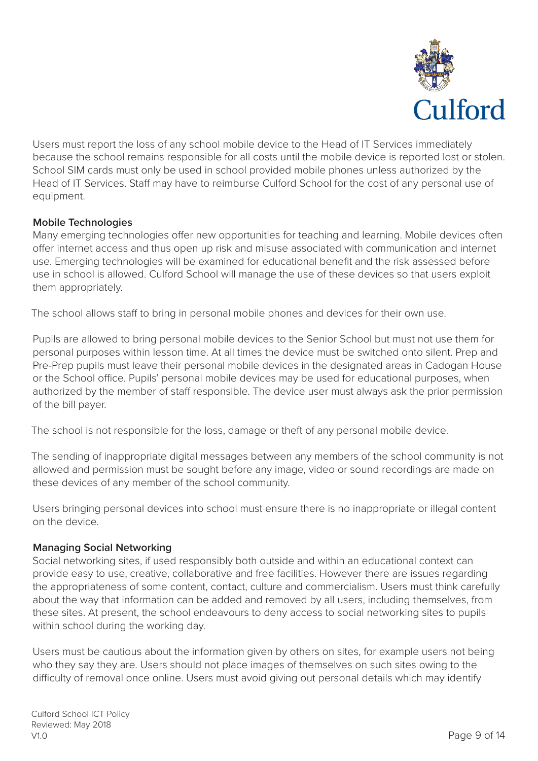Users must report the loss of any school mobile device to the Head of IT Services immediately because the school remains responsible for all costs until the mobile device is reported lost or stolen. School SIM cards must only be used in school provided mobile phones unless authorized by the Head of IT Services. Staff may have to reimburse Culford School for the cost of any personal use of equipment.

**Mobile Technologies**

Many emerging technologies offer new opportunities for teaching and learning. Mobile devices often offer internet access and thus open up risk and misuse associated with communication and internet use. Emerging technologies will be examined for educational benefit and the risk assessed before use in school is allowed. Culford School will manage the use of these devices so that users exploit them appropriately.

The school allows staff to bring in personal mobile phones and devices for their own use.

Pupils are allowed to bring personal mobile devices to the Senior School but must not use them for personal purposes within lesson time. At all times the device must be switched onto silent. Prep and Pre-Prep pupils must leave their personal mobile devices in the designated areas in Cadogan House or the School office. Pupils' personal mobile devices may be used for educational purposes, when authorized by the member of staff responsible. The device user must always ask the prior permission of the bill payer.

The school is not responsible for the loss, damage or theft of any personal mobile device.

The sending of inappropriate digital messages between any members of the school community is not allowed and permission must be sought before any image, video or sound recordings are made on these devices of any member of the school community.

Users bringing personal devices into school must ensure there is no inappropriate or illegal content on the device.

**Managing Social Networking**

Social networking sites, if used responsibly both outside and within an educational context can provide easy to use, creative, collaborative and free facilities. However there are issues regarding the appropriateness of some content, contact, culture and commercialism. Users must think carefully about the way that information can be added and removed by all users, including themselves, from these sites. At present, the school endeavours to deny access to social networking sites to pupils within school during the working day.

Users must be cautious about the information given by others on sites, for example users not being who they say they are. Users should not place images of themselves on such sites owing to the difficulty of removal once online. Users must avoid giving out personal details which may identify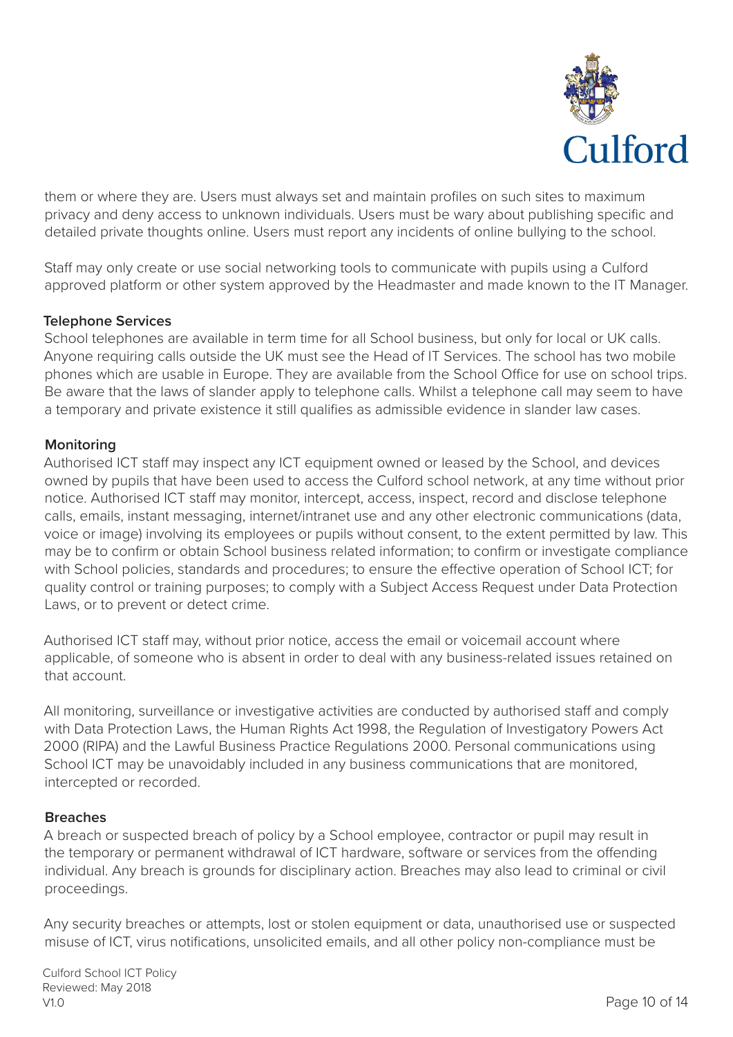them or where they are. Users must always set and maintain profiles on such sites to maximum privacy and deny access to unknown individuals. Users must be wary about publishing specific and detailed private thoughts online. Users must report any incidents of online bullying to the school.

Staff may only create or use social networking tools to communicate with pupils using a Culford approved platform or other system approved by the Headmaster and made known to the IT Manager.

**Telephone Services**

School telephones are available in term time for all School business, but only for local or UK calls. Anyone requiring calls outside the UK must see the Head of IT Services. The school has two mobile phones which are usable in Europe. They are available from the School Office for use on school trips. Be aware that the laws of slander apply to telephone calls. Whilst a telephone call may seem to have a temporary and private existence it still qualifies as admissible evidence in slander law cases.

**Monitoring**

Authorised ICT staff may inspect any ICT equipment owned or leased by the School, and devices owned by pupils that have been used to access the Culford school network, at any time without prior notice. Authorised ICT staff may monitor, intercept, access, inspect, record and disclose telephone calls, emails, instant messaging, internet/intranet use and any other electronic communications (data, voice or image) involving its employees or pupils without consent, to the extent permitted by law. This may be to confirm or obtain School business related information; to confirm or investigate compliance with School policies, standards and procedures; to ensure the effective operation of School ICT; for quality control or training purposes; to comply with a Subject Access Request under Data Protection Laws, or to prevent or detect crime.

Authorised ICT staff may, without prior notice, access the email or voicemail account where applicable, of someone who is absent in order to deal with any business-related issues retained on that account.

All monitoring, surveillance or investigative activities are conducted by authorised staff and comply with Data Protection Laws, the Human Rights Act 1998, the Regulation of Investigatory Powers Act 2000 (RIPA) and the Lawful Business Practice Regulations 2000. Personal communications using School ICT may be unavoidably included in any business communications that are monitored, intercepted or recorded.

**Breaches**

A breach or suspected breach of policy by a School employee, contractor or pupil may result in the temporary or permanent withdrawal of ICT hardware, software or services from the offending individual. Any breach is grounds for disciplinary action. Breaches may also lead to criminal or civil proceedings.

Any security breaches or attempts, lost or stolen equipment or data, unauthorised use or suspected misuse of ICT, virus notifications, unsolicited emails, and all other policy non-compliance must be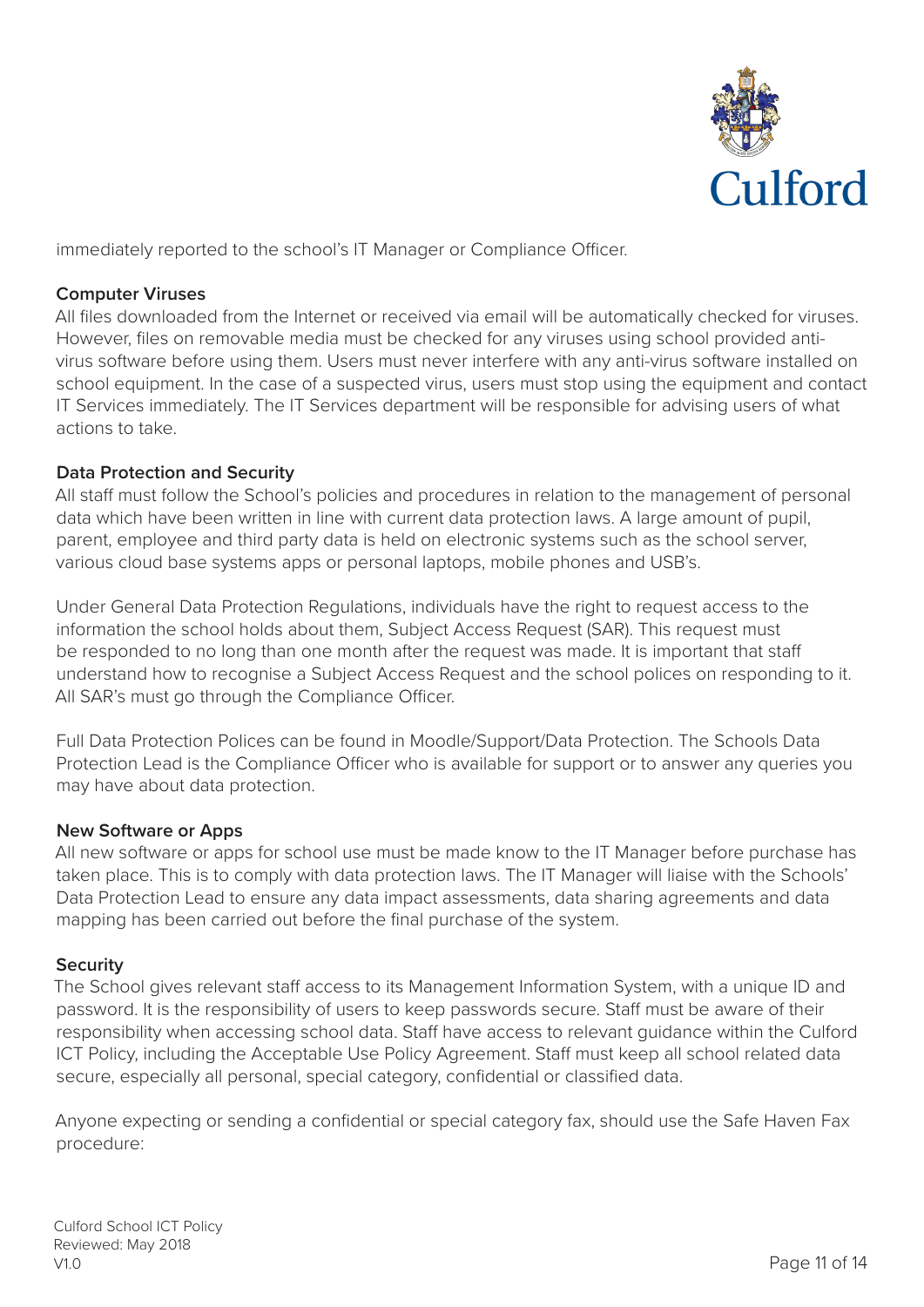immediately reported to the school's IT Manager or Compliance Officer.

**Computer Viruses**

All files downloaded from the Internet or received via email will be automatically checked for viruses. However, files on removable media must be checked for any viruses using school provided anti-virus software before using them. Users must never interfere with any anti-virus software installed on school equipment. In the case of a suspected virus, users must stop using the equipment and contact IT Services immediately. The IT Services department will be responsible for advising users of what actions to take.

**Data Protection and Security**

All staff must follow the School's policies and procedures in relation to the management of personal data which have been written in line with current data protection laws. A large amount of pupil, parent, employee and third party data is held on electronic systems such as the school server, various cloud base systems apps or personal laptops, mobile phones and USB's.

Under General Data Protection Regulations, individuals have the right to request access to the information the school holds about them, Subject Access Request (SAR). This request must be responded to no long than one month after the request was made. It is important that staff understand how to recognise a Subject Access Request and the school polices on responding to it. All SAR's must go through the Compliance Officer.

Full Data Protection Polices can be found in Moodle/Support/Data Protection. The Schools Data Protection Lead is the Compliance Officer who is available for support or to answer any queries you may have about data protection.

**New Software or Apps**

All new software or apps for school use must be made know to the IT Manager before purchase has taken place. This is to comply with data protection laws. The IT Manager will liaise with the Schools' Data Protection Lead to ensure any data impact assessments, data sharing agreements and data mapping has been carried out before the final purchase of the system.

**Security**

The School gives relevant staff access to its Management Information System, with a unique ID and password. It is the responsibility of users to keep passwords secure. Staff must be aware of their responsibility when accessing school data. Staff have access to relevant guidance within the Culford ICT Policy, including the Acceptable Use Policy Agreement. Staff must keep all school related data secure, especially all personal, special category, confidential or classified data.

Anyone expecting or sending a confidential or special category fax, should use the Safe Haven Fax procedure: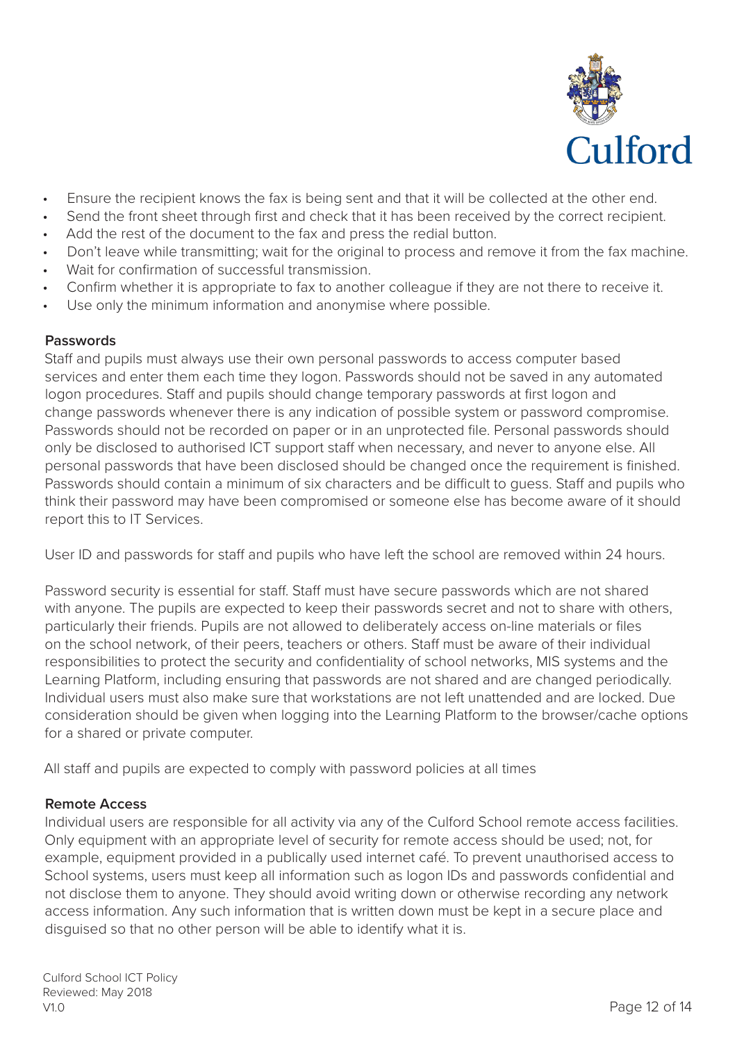- Ensure the recipient knows the fax is being sent and that it will be collected at the other end.
- Send the front sheet through first and check that it has been received by the correct recipient.
- Add the rest of the document to the fax and press the redial button.
- Don't leave while transmitting; wait for the original to process and remove it from the fax machine.
- Wait for confirmation of successful transmission.
- Confirm whether it is appropriate to fax to another colleague if they are not there to receive it.
- Use only the minimum information and anonymise where possible.

**Passwords**

Staff and pupils must always use their own personal passwords to access computer based services and enter them each time they logon. Passwords should not be saved in any automated logon procedures. Staff and pupils should change temporary passwords at first logon and change passwords whenever there is any indication of possible system or password compromise. Passwords should not be recorded on paper or in an unprotected file. Personal passwords should only be disclosed to authorised ICT support staff when necessary, and never to anyone else. All personal passwords that have been disclosed should be changed once the requirement is finished. Passwords should contain a minimum of six characters and be difficult to guess. Staff and pupils who think their password may have been compromised or someone else has become aware of it should report this to IT Services.

User ID and passwords for staff and pupils who have left the school are removed within 24 hours.

Password security is essential for staff. Staff must have secure passwords which are not shared with anyone. The pupils are expected to keep their passwords secret and not to share with others, particularly their friends. Pupils are not allowed to deliberately access on-line materials or files on the school network, of their peers, teachers or others. Staff must be aware of their individual responsibilities to protect the security and confidentiality of school networks, MIS systems and the Learning Platform, including ensuring that passwords are not shared and are changed periodically. Individual users must also make sure that workstations are not left unattended and are locked. Due consideration should be given when logging into the Learning Platform to the browser/cache options for a shared or private computer.

All staff and pupils are expected to comply with password policies at all times

**Remote Access**

Individual users are responsible for all activity via any of the Culford School remote access facilities. Only equipment with an appropriate level of security for remote access should be used; not, for example, equipment provided in a publically used internet café. To prevent unauthorised access to School systems, users must keep all information such as logon IDs and passwords confidential and not disclose them to anyone. They should avoid writing down or otherwise recording any network access information. Any such information that is written down must be kept in a secure place and disguised so that no other person will be able to identify what it is.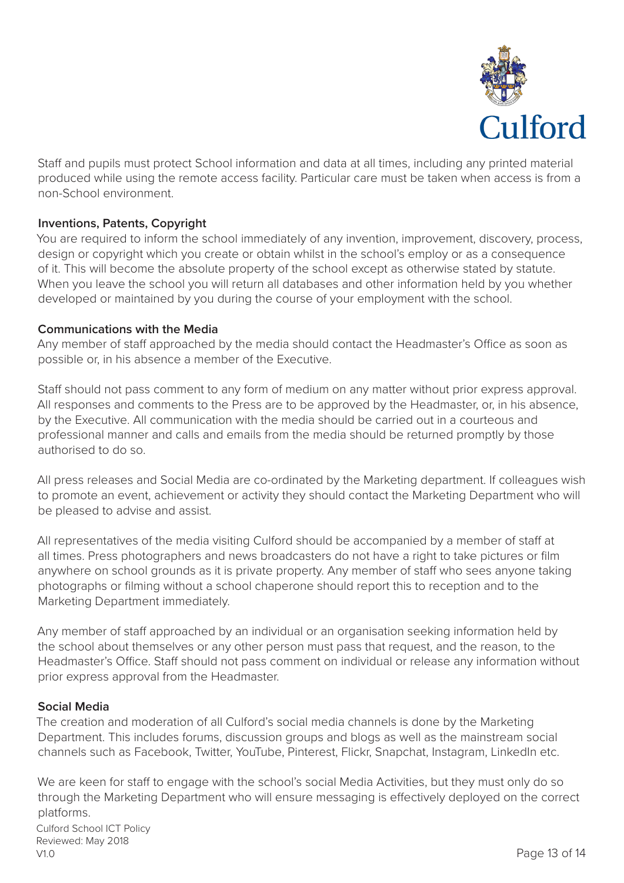Staff and pupils must protect School information and data at all times, including any printed material produced while using the remote access facility. Particular care must be taken when access is from a non-School environment.

**Inventions, Patents, Copyright**

You are required to inform the school immediately of any invention, improvement, discovery, process, design or copyright which you create or obtain whilst in the school's employ or as a consequence of it. This will become the absolute property of the school except as otherwise stated by statute. When you leave the school you will return all databases and other information held by you whether developed or maintained by you during the course of your employment with the school.

**Communications with the Media**

Any member of staff approached by the media should contact the Headmaster's Office as soon as possible or, in his absence a member of the Executive.

Staff should not pass comment to any form of medium on any matter without prior express approval. All responses and comments to the Press are to be approved by the Headmaster, or, in his absence, by the Executive. All communication with the media should be carried out in a courteous and professional manner and calls and emails from the media should be returned promptly by those authorised to do so.

All press releases and Social Media are co-ordinated by the Marketing department. If colleagues wish to promote an event, achievement or activity they should contact the Marketing Department who will be pleased to advise and assist.

All representatives of the media visiting Culford should be accompanied by a member of staff at all times. Press photographers and news broadcasters do not have a right to take pictures or film anywhere on school grounds as it is private property. Any member of staff who sees anyone taking photographs or filming without a school chaperone should report this to reception and to the Marketing Department immediately.

Any member of staff approached by an individual or an organisation seeking information held by the school about themselves or any other person must pass that request, and the reason, to the Headmaster's Office. Staff should not pass comment on individual or release any information without prior express approval from the Headmaster.

**Social Media**

The creation and moderation of all Culford's social media channels is done by the Marketing Department. This includes forums, discussion groups and blogs as well as the mainstream social channels such as Facebook, Twitter, YouTube, Pinterest, Flickr, Snapchat, Instagram, LinkedIn etc.

We are keen for staff to engage with the school's social Media Activities, but they must only do so through the Marketing Department who will ensure messaging is effectively deployed on the correct platforms.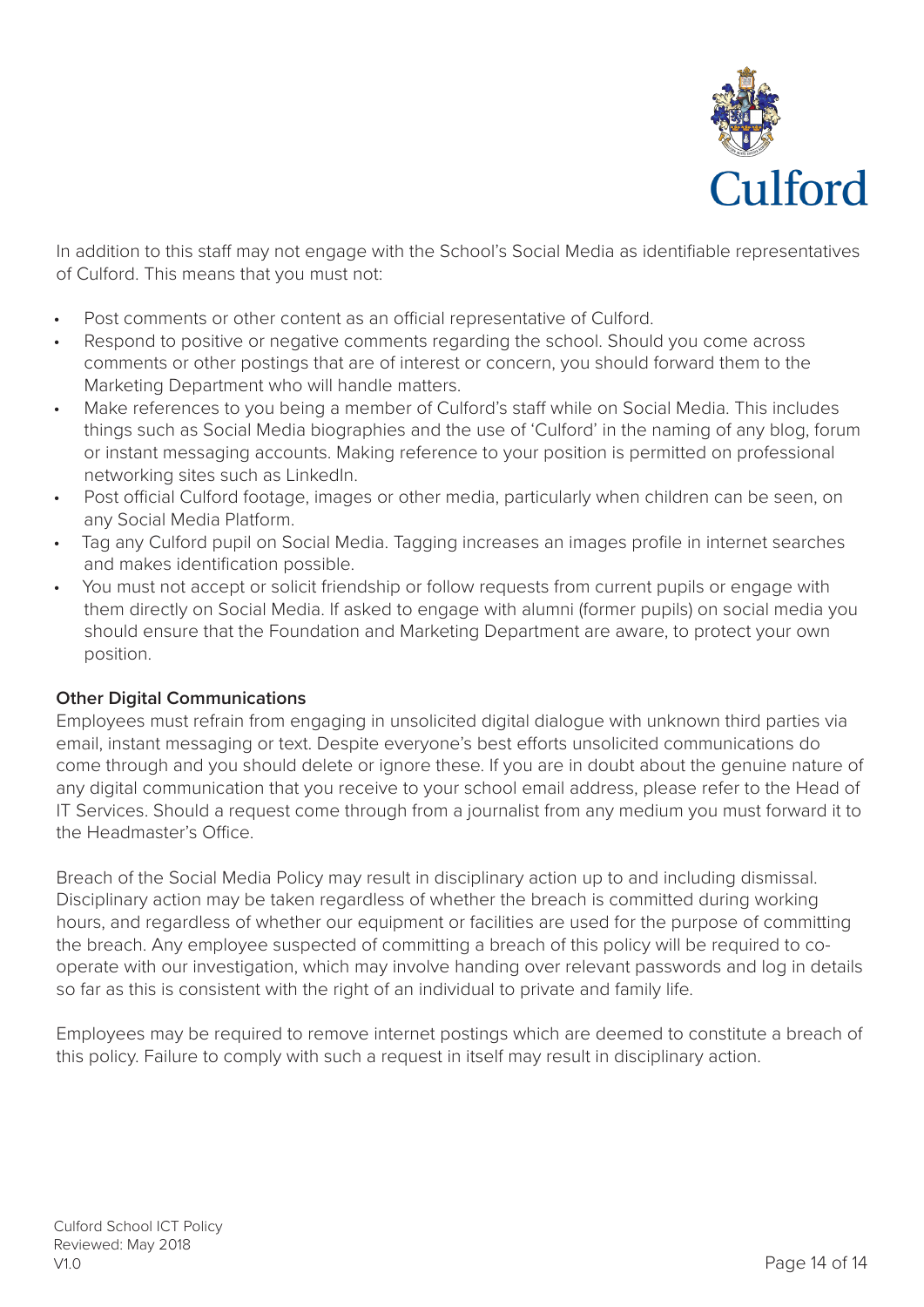In addition to this staff may not engage with the School's Social Media as identifiable representatives of Culford. This means that you must not:

- Post comments or other content as an official representative of Culford.
- Respond to positive or negative comments regarding the school. Should you come across comments or other postings that are of interest or concern, you should forward them to the Marketing Department who will handle matters.
- Make references to you being a member of Culford's staff while on Social Media. This includes things such as Social Media biographies and the use of 'Culford' in the naming of any blog, forum or instant messaging accounts. Making reference to your position is permitted on professional networking sites such as LinkedIn.
- Post official Culford footage, images or other media, particularly when children can be seen, on any Social Media Platform.
- Tag any Culford pupil on Social Media. Tagging increases an images profile in internet searches and makes identification possible.
- You must not accept or solicit friendship or follow requests from current pupils or engage with them directly on Social Media. If asked to engage with alumni (former pupils) on social media you should ensure that the Foundation and Marketing Department are aware, to protect your own position.

**Other Digital Communications**

Employees must refrain from engaging in unsolicited digital dialogue with unknown third parties via email, instant messaging or text. Despite everyone's best efforts unsolicited communications do come through and you should delete or ignore these. If you are in doubt about the genuine nature of any digital communication that you receive to your school email address, please refer to the Head of IT Services. Should a request come through from a journalist from any medium you must forward it to the Headmaster's Office.

Breach of the Social Media Policy may result in disciplinary action up to and including dismissal. Disciplinary action may be taken regardless of whether the breach is committed during working hours, and regardless of whether our equipment or facilities are used for the purpose of committing the breach. Any employee suspected of committing a breach of this policy will be required to co-operate with our investigation, which may involve handing over relevant passwords and log in details so far as this is consistent with the right of an individual to private and family life.

Employees may be required to remove internet postings which are deemed to constitute a breach of this policy. Failure to comply with such a request in itself may result in disciplinary action.